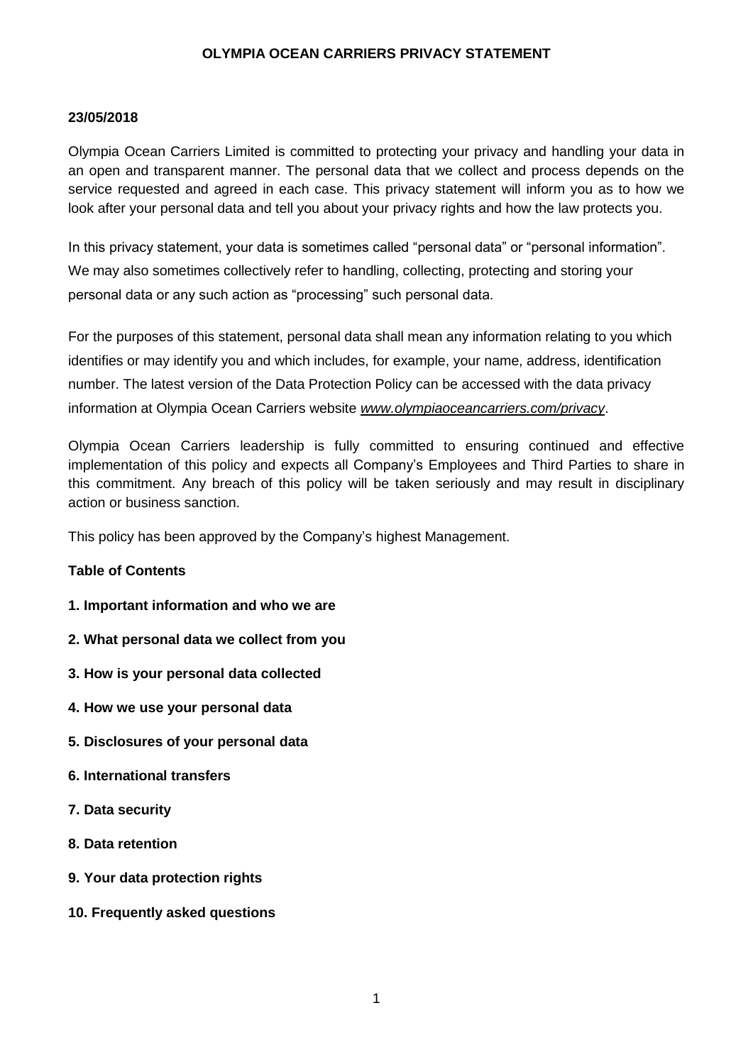# OLYMPIA OCEAN CARRIERS PRIVACY STATEMENT

**23/05/2018**

Olympia Ocean Carriers Limited is committed to protecting your privacy and handling your data in an open and transparent manner. The personal data that we collect and process depends on the service requested and agreed in each case. This privacy statement will inform you as to how we look after your personal data and tell you about your privacy rights and how the law protects you.

In this privacy statement, your data is sometimes called "personal data" or "personal information". We may also sometimes collectively refer to handling, collecting, protecting and storing your personal data or any such action as "processing" such personal data.

For the purposes of this statement, personal data shall mean any information relating to you which identifies or may identify you and which includes, for example, your name, address, identification number. The latest version of the Data Protection Policy can be accessed with the data privacy information at Olympia Ocean Carriers website *www.olympiaoceancarriers.com/privacy*.

Olympia Ocean Carriers leadership is fully committed to ensuring continued and effective implementation of this policy and expects all Company's Employees and Third Parties to share in this commitment. Any breach of this policy will be taken seriously and may result in disciplinary action or business sanction.

This policy has been approved by the Company's highest Management.

**Table of Contents**

**1. Important information and who we are**

**2. What personal data we collect from you**

**3. How is your personal data collected**

**4. How we use your personal data**

**5. Disclosures of your personal data**

**6. International transfers**

**7. Data security**

**8. Data retention**

**9. Your data protection rights**

**10. Frequently asked questions**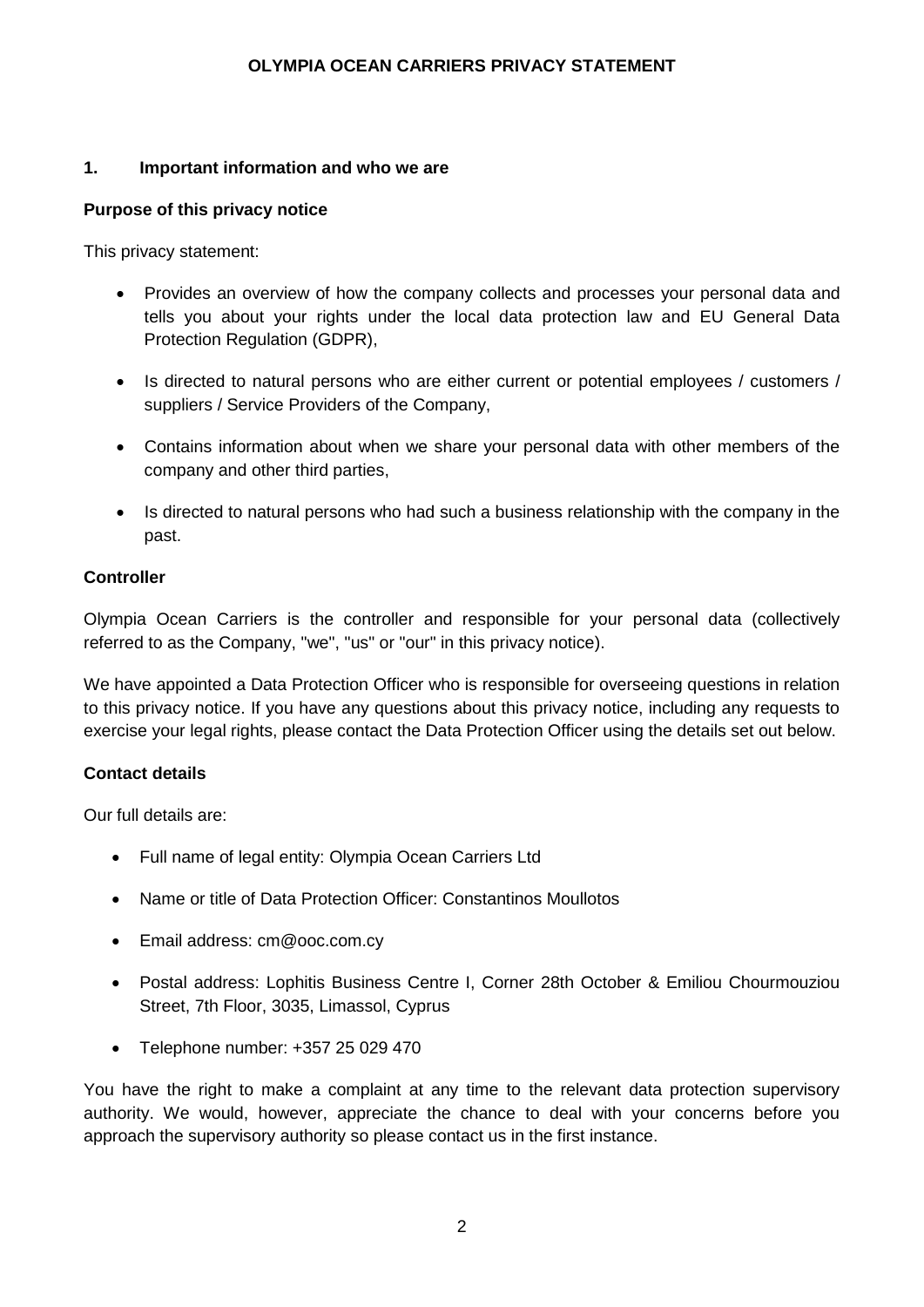# OLYMPIA OCEAN CARRIERS PRIVACY STATEMENT

## 1. Important information and who we are

### Purpose of this privacy notice

This privacy statement:

- Provides an overview of how the company collects and processes your personal data and tells you about your rights under the local data protection law and EU General Data Protection Regulation (GDPR),
- Is directed to natural persons who are either current or potential employees / customers / suppliers / Service Providers of the Company,
- Contains information about when we share your personal data with other members of the company and other third parties,
- Is directed to natural persons who had such a business relationship with the company in the past.

### Controller

Olympia Ocean Carriers is the controller and responsible for your personal data (collectively referred to as the Company, "we", "us" or "our" in this privacy notice).

We have appointed a Data Protection Officer who is responsible for overseeing questions in relation to this privacy notice. If you have any questions about this privacy notice, including any requests to exercise your legal rights, please contact the Data Protection Officer using the details set out below.

### Contact details

Our full details are:

- Full name of legal entity: Olympia Ocean Carriers Ltd
- Name or title of Data Protection Officer: Constantinos Moullotos
- Email address: cm@ooc.com.cy
- Postal address: Lophitis Business Centre I, Corner 28th October & Emiliou Chourmouziou Street, 7th Floor, 3035, Limassol, Cyprus
- Telephone number: +357 25 029 470

You have the right to make a complaint at any time to the relevant data protection supervisory authority. We would, however, appreciate the chance to deal with your concerns before you approach the supervisory authority so please contact us in the first instance.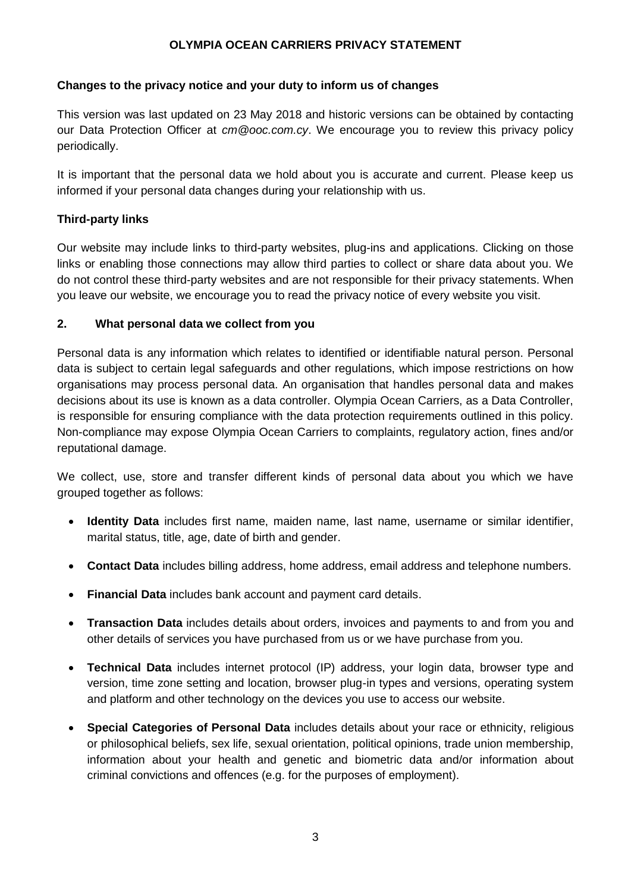**Changes to the privacy notice and your duty to inform us of changes**

This version was last updated on 23 May 2018 and historic versions can be obtained by contacting our Data Protection Officer at *cm@ooc.com.cy*. We encourage you to review this privacy policy periodically.

It is important that the personal data we hold about you is accurate and current. Please keep us informed if your personal data changes during your relationship with us.

**Third-party links**

Our website may include links to third-party websites, plug-ins and applications. Clicking on those links or enabling those connections may allow third parties to collect or share data about you. We do not control these third-party websites and are not responsible for their privacy statements. When you leave our website, we encourage you to read the privacy notice of every website you visit.

## 2. What personal data we collect from you

Personal data is any information which relates to identified or identifiable natural person. Personal data is subject to certain legal safeguards and other regulations, which impose restrictions on how organisations may process personal data. An organisation that handles personal data and makes decisions about its use is known as a data controller. Olympia Ocean Carriers, as a Data Controller, is responsible for ensuring compliance with the data protection requirements outlined in this policy. Non-compliance may expose Olympia Ocean Carriers to complaints, regulatory action, fines and/or reputational damage.

We collect, use, store and transfer different kinds of personal data about you which we have grouped together as follows:

- **Identity Data** includes first name, maiden name, last name, username or similar identifier, marital status, title, age, date of birth and gender.
- **Contact Data** includes billing address, home address, email address and telephone numbers.
- **Financial Data** includes bank account and payment card details.
- **Transaction Data** includes details about orders, invoices and payments to and from you and other details of services you have purchased from us or we have purchase from you.
- **Technical Data** includes internet protocol (IP) address, your login data, browser type and version, time zone setting and location, browser plug-in types and versions, operating system and platform and other technology on the devices you use to access our website.
- **Special Categories of Personal Data** includes details about your race or ethnicity, religious or philosophical beliefs, sex life, sexual orientation, political opinions, trade union membership, information about your health and genetic and biometric data and/or information about criminal convictions and offences (e.g. for the purposes of employment).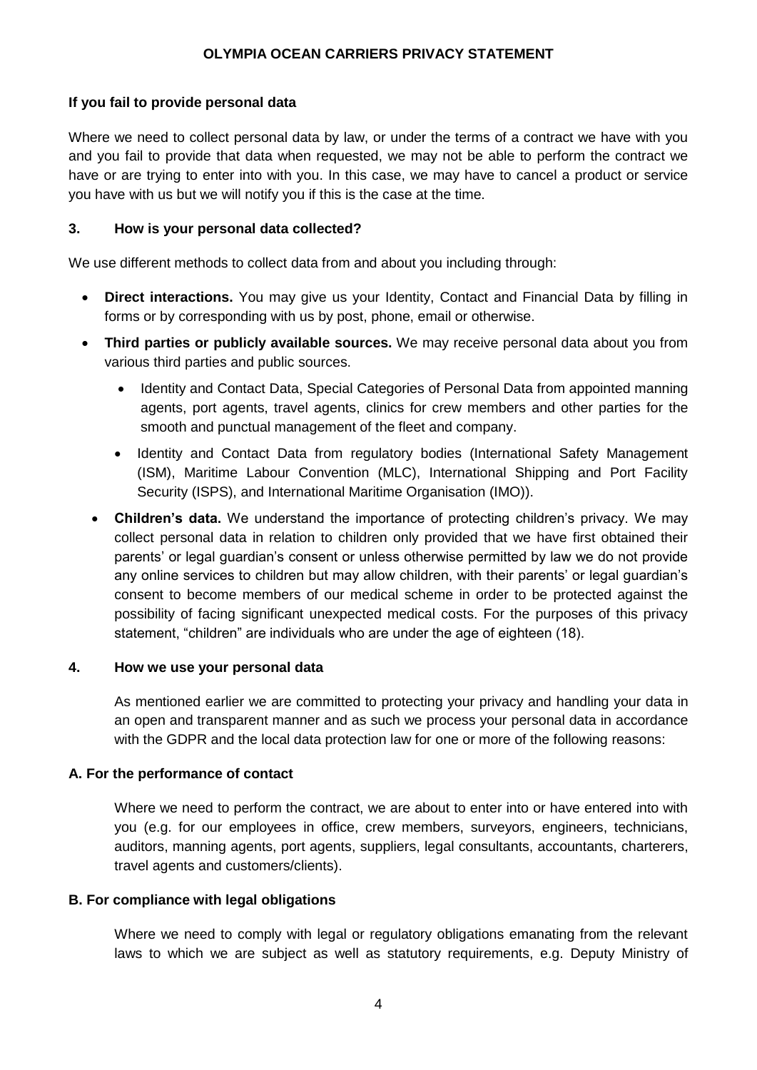**If you fail to provide personal data**

Where we need to collect personal data by law, or under the terms of a contract we have with you and you fail to provide that data when requested, we may not be able to perform the contract we have or are trying to enter into with you. In this case, we may have to cancel a product or service you have with us but we will notify you if this is the case at the time.

## 3. How is your personal data collected?

We use different methods to collect data from and about you including through:

- **Direct interactions.** You may give us your Identity, Contact and Financial Data by filling in forms or by corresponding with us by post, phone, email or otherwise.
- **Third parties or publicly available sources.** We may receive personal data about you from various third parties and public sources.
  - Identity and Contact Data, Special Categories of Personal Data from appointed manning agents, port agents, travel agents, clinics for crew members and other parties for the smooth and punctual management of the fleet and company.
  - Identity and Contact Data from regulatory bodies (International Safety Management (ISM), Maritime Labour Convention (MLC), International Shipping and Port Facility Security (ISPS), and International Maritime Organisation (IMO)).
- **Children's data.** We understand the importance of protecting children's privacy. We may collect personal data in relation to children only provided that we have first obtained their parents' or legal guardian's consent or unless otherwise permitted by law we do not provide any online services to children but may allow children, with their parents' or legal guardian's consent to become members of our medical scheme in order to be protected against the possibility of facing significant unexpected medical costs. For the purposes of this privacy statement, "children" are individuals who are under the age of eighteen (18).

## 4. How we use your personal data

As mentioned earlier we are committed to protecting your privacy and handling your data in an open and transparent manner and as such we process your personal data in accordance with the GDPR and the local data protection law for one or more of the following reasons:

**A. For the performance of contact**

Where we need to perform the contract, we are about to enter into or have entered into with you (e.g. for our employees in office, crew members, surveyors, engineers, technicians, auditors, manning agents, port agents, suppliers, legal consultants, accountants, charterers, travel agents and customers/clients).

**B. For compliance with legal obligations**

Where we need to comply with legal or regulatory obligations emanating from the relevant laws to which we are subject as well as statutory requirements, e.g. Deputy Ministry of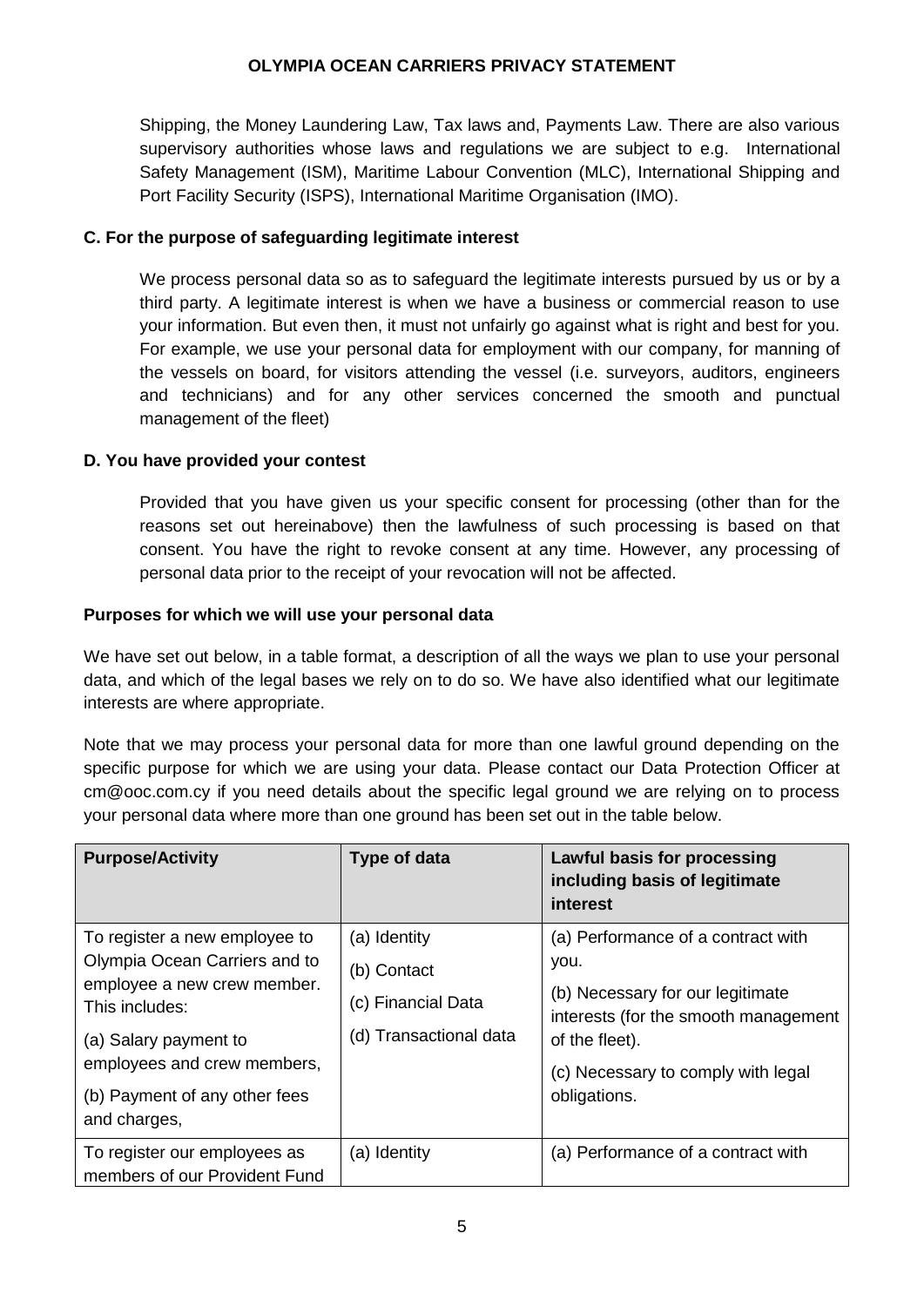Shipping, the Money Laundering Law, Tax laws and, Payments Law. There are also various supervisory authorities whose laws and regulations we are subject to e.g. International Safety Management (ISM), Maritime Labour Convention (MLC), International Shipping and Port Facility Security (ISPS), International Maritime Organisation (IMO).

**C. For the purpose of safeguarding legitimate interest**

We process personal data so as to safeguard the legitimate interests pursued by us or by a third party. A legitimate interest is when we have a business or commercial reason to use your information. But even then, it must not unfairly go against what is right and best for you. For example, we use your personal data for employment with our company, for manning of the vessels on board, for visitors attending the vessel (i.e. surveyors, auditors, engineers and technicians) and for any other services concerned the smooth and punctual management of the fleet)

**D. You have provided your contest**

Provided that you have given us your specific consent for processing (other than for the reasons set out hereinabove) then the lawfulness of such processing is based on that consent. You have the right to revoke consent at any time. However, any processing of personal data prior to the receipt of your revocation will not be affected.

**Purposes for which we will use your personal data**

We have set out below, in a table format, a description of all the ways we plan to use your personal data, and which of the legal bases we rely on to do so. We have also identified what our legitimate interests are where appropriate.

Note that we may process your personal data for more than one lawful ground depending on the specific purpose for which we are using your data. Please contact our Data Protection Officer at cm@ooc.com.cy if you need details about the specific legal ground we are relying on to process your personal data where more than one ground has been set out in the table below.

| Purpose/Activity | Type of data | Lawful basis for processing including basis of legitimate interest |
|---|---|---|
| To register a new employee to Olympia Ocean Carriers and to employee a new crew member. This includes:<br>(a) Salary payment to employees and crew members,<br>(b) Payment of any other fees and charges, | (a) Identity<br>(b) Contact<br>(c) Financial Data<br>(d) Transactional data | (a) Performance of a contract with you.<br>(b) Necessary for our legitimate interests (for the smooth management of the fleet).<br>(c) Necessary to comply with legal obligations. |
| To register our employees as members of our Provident Fund | (a) Identity | (a) Performance of a contract with |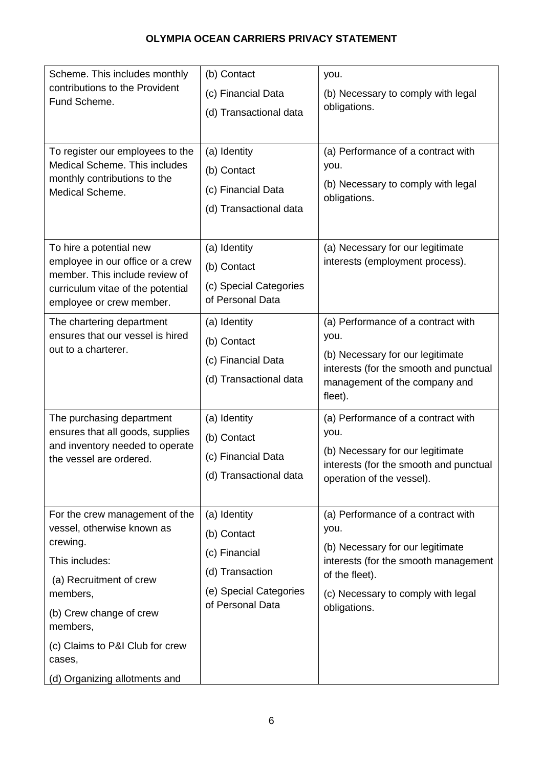| | | |
|---|---|---|
| Scheme. This includes monthly contributions to the Provident Fund Scheme. | (b) Contact<br>(c) Financial Data<br>(d) Transactional data | you.<br>(b) Necessary to comply with legal obligations. |
| To register our employees to the Medical Scheme. This includes monthly contributions to the Medical Scheme. | (a) Identity<br>(b) Contact<br>(c) Financial Data<br>(d) Transactional data | (a) Performance of a contract with you.<br>(b) Necessary to comply with legal obligations. |
| To hire a potential new employee in our office or a crew member. This include review of curriculum vitae of the potential employee or crew member. | (a) Identity<br>(b) Contact<br>(c) Special Categories of Personal Data | (a) Necessary for our legitimate interests (employment process). |
| The chartering department ensures that our vessel is hired out to a charterer. | (a) Identity<br>(b) Contact<br>(c) Financial Data<br>(d) Transactional data | (a) Performance of a contract with you.<br>(b) Necessary for our legitimate interests (for the smooth and punctual management of the company and fleet). |
| The purchasing department ensures that all goods, supplies and inventory needed to operate the vessel are ordered. | (a) Identity<br>(b) Contact<br>(c) Financial Data<br>(d) Transactional data | (a) Performance of a contract with you.<br>(b) Necessary for our legitimate interests (for the smooth and punctual operation of the vessel). |
| For the crew management of the vessel, otherwise known as crewing.<br>This includes:<br>(a) Recruitment of crew members,<br>(b) Crew change of crew members,<br>(c) Claims to P&I Club for crew cases,<br>(d) Organizing allotments and | (a) Identity<br>(b) Contact<br>(c) Financial<br>(d) Transaction<br>(e) Special Categories of Personal Data | (a) Performance of a contract with you.<br>(b) Necessary for our legitimate interests (for the smooth management of the fleet).<br>(c) Necessary to comply with legal obligations. |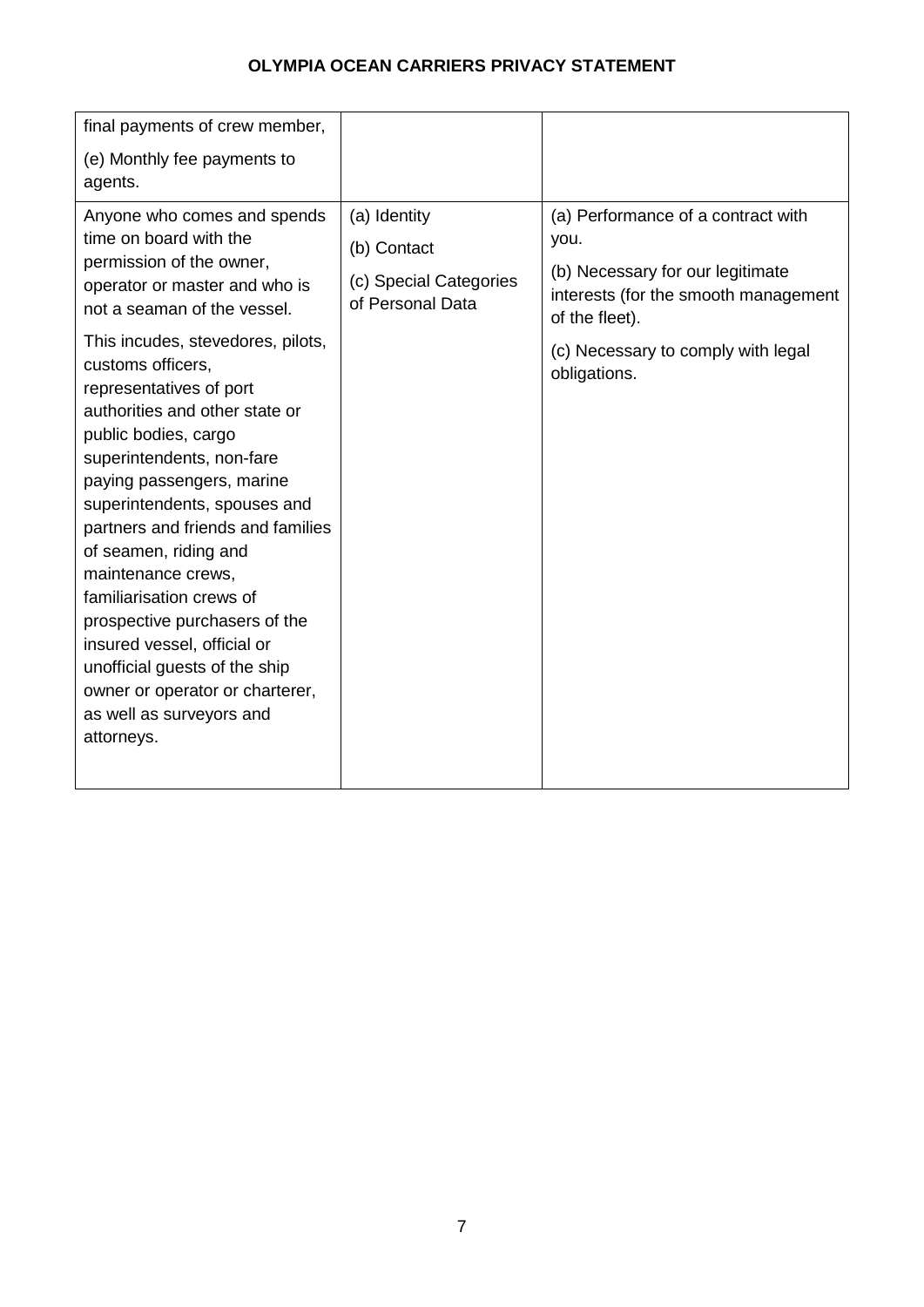| | | |
|---|---|---|
| final payments of crew member,<br><br>(e) Monthly fee payments to agents. | | |
| Anyone who comes and spends time on board with the permission of the owner, operator or master and who is not a seaman of the vessel.<br><br>This incudes, stevedores, pilots, customs officers, representatives of port authorities and other state or public bodies, cargo superintendents, non-fare paying passengers, marine superintendents, spouses and partners and friends and families of seamen, riding and maintenance crews, familiarisation crews of prospective purchasers of the insured vessel, official or unofficial guests of the ship owner or operator or charterer, as well as surveyors and attorneys. | (a) Identity<br><br>(b) Contact<br><br>(c) Special Categories of Personal Data | (a) Performance of a contract with you.<br><br>(b) Necessary for our legitimate interests (for the smooth management of the fleet).<br><br>(c) Necessary to comply with legal obligations. |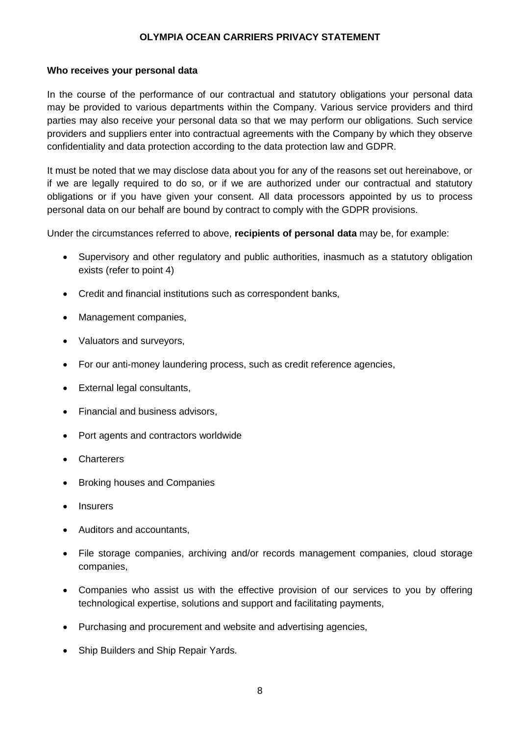**Who receives your personal data**

In the course of the performance of our contractual and statutory obligations your personal data may be provided to various departments within the Company. Various service providers and third parties may also receive your personal data so that we may perform our obligations. Such service providers and suppliers enter into contractual agreements with the Company by which they observe confidentiality and data protection according to the data protection law and GDPR.

It must be noted that we may disclose data about you for any of the reasons set out hereinabove, or if we are legally required to do so, or if we are authorized under our contractual and statutory obligations or if you have given your consent. All data processors appointed by us to process personal data on our behalf are bound by contract to comply with the GDPR provisions.

Under the circumstances referred to above, **recipients of personal data** may be, for example:

- Supervisory and other regulatory and public authorities, inasmuch as a statutory obligation exists (refer to point 4)
- Credit and financial institutions such as correspondent banks,
- Management companies,
- Valuators and surveyors,
- For our anti-money laundering process, such as credit reference agencies,
- External legal consultants,
- Financial and business advisors,
- Port agents and contractors worldwide
- Charterers
- Broking houses and Companies
- Insurers
- Auditors and accountants,
- File storage companies, archiving and/or records management companies, cloud storage companies,
- Companies who assist us with the effective provision of our services to you by offering technological expertise, solutions and support and facilitating payments,
- Purchasing and procurement and website and advertising agencies,
- Ship Builders and Ship Repair Yards.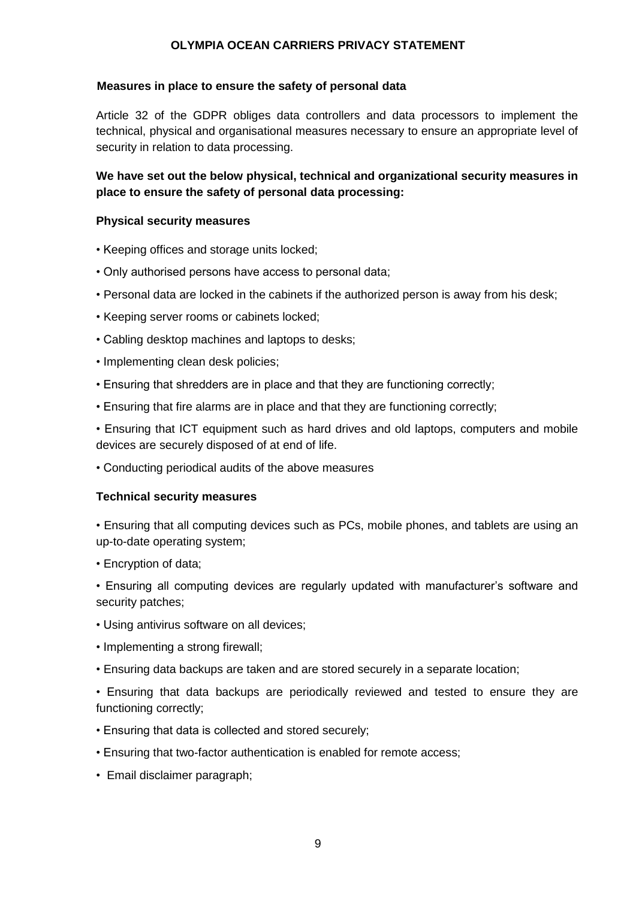### Measures in place to ensure the safety of personal data

Article 32 of the GDPR obliges data controllers and data processors to implement the technical, physical and organisational measures necessary to ensure an appropriate level of security in relation to data processing.

**We have set out the below physical, technical and organizational security measures in place to ensure the safety of personal data processing:**

#### Physical security measures

- Keeping offices and storage units locked;
- Only authorised persons have access to personal data;
- Personal data are locked in the cabinets if the authorized person is away from his desk;
- Keeping server rooms or cabinets locked;
- Cabling desktop machines and laptops to desks;
- Implementing clean desk policies;
- Ensuring that shredders are in place and that they are functioning correctly;
- Ensuring that fire alarms are in place and that they are functioning correctly;
- Ensuring that ICT equipment such as hard drives and old laptops, computers and mobile devices are securely disposed of at end of life.
- Conducting periodical audits of the above measures

#### Technical security measures

- Ensuring that all computing devices such as PCs, mobile phones, and tablets are using an up-to-date operating system;
- Encryption of data;
- Ensuring all computing devices are regularly updated with manufacturer's software and security patches;
- Using antivirus software on all devices;
- Implementing a strong firewall;
- Ensuring data backups are taken and are stored securely in a separate location;
- Ensuring that data backups are periodically reviewed and tested to ensure they are functioning correctly;
- Ensuring that data is collected and stored securely;
- Ensuring that two-factor authentication is enabled for remote access;
- Email disclaimer paragraph;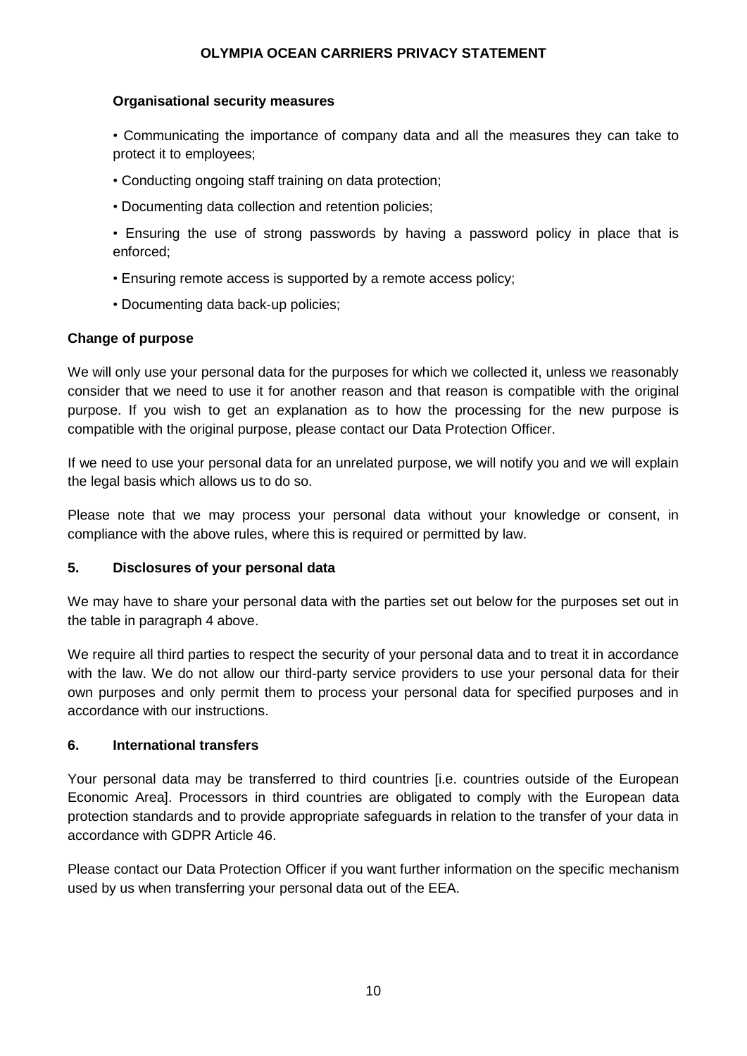### Organisational security measures

- Communicating the importance of company data and all the measures they can take to protect it to employees;
- Conducting ongoing staff training on data protection;
- Documenting data collection and retention policies;
- Ensuring the use of strong passwords by having a password policy in place that is enforced;
- Ensuring remote access is supported by a remote access policy;
- Documenting data back-up policies;

### Change of purpose

We will only use your personal data for the purposes for which we collected it, unless we reasonably consider that we need to use it for another reason and that reason is compatible with the original purpose. If you wish to get an explanation as to how the processing for the new purpose is compatible with the original purpose, please contact our Data Protection Officer.

If we need to use your personal data for an unrelated purpose, we will notify you and we will explain the legal basis which allows us to do so.

Please note that we may process your personal data without your knowledge or consent, in compliance with the above rules, where this is required or permitted by law.

## 5. Disclosures of your personal data

We may have to share your personal data with the parties set out below for the purposes set out in the table in paragraph 4 above.

We require all third parties to respect the security of your personal data and to treat it in accordance with the law. We do not allow our third-party service providers to use your personal data for their own purposes and only permit them to process your personal data for specified purposes and in accordance with our instructions.

## 6. International transfers

Your personal data may be transferred to third countries [i.e. countries outside of the European Economic Area]. Processors in third countries are obligated to comply with the European data protection standards and to provide appropriate safeguards in relation to the transfer of your data in accordance with GDPR Article 46.

Please contact our Data Protection Officer if you want further information on the specific mechanism used by us when transferring your personal data out of the EEA.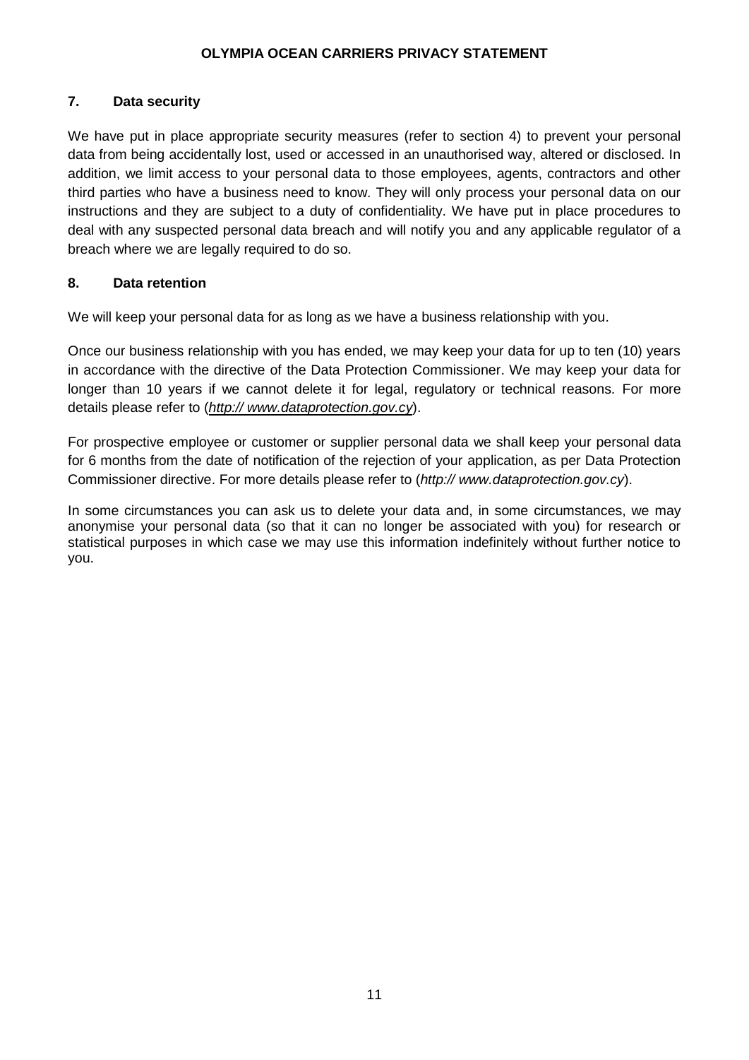## 7. Data security

We have put in place appropriate security measures (refer to section 4) to prevent your personal data from being accidentally lost, used or accessed in an unauthorised way, altered or disclosed. In addition, we limit access to your personal data to those employees, agents, contractors and other third parties who have a business need to know. They will only process your personal data on our instructions and they are subject to a duty of confidentiality. We have put in place procedures to deal with any suspected personal data breach and will notify you and any applicable regulator of a breach where we are legally required to do so.

## 8. Data retention

We will keep your personal data for as long as we have a business relationship with you.

Once our business relationship with you has ended, we may keep your data for up to ten (10) years in accordance with the directive of the Data Protection Commissioner. We may keep your data for longer than 10 years if we cannot delete it for legal, regulatory or technical reasons. For more details please refer to (*http:// www.dataprotection.gov.cy*).

For prospective employee or customer or supplier personal data we shall keep your personal data for 6 months from the date of notification of the rejection of your application, as per Data Protection Commissioner directive. For more details please refer to (*http:// www.dataprotection.gov.cy*).

In some circumstances you can ask us to delete your data and, in some circumstances, we may anonymise your personal data (so that it can no longer be associated with you) for research or statistical purposes in which case we may use this information indefinitely without further notice to you.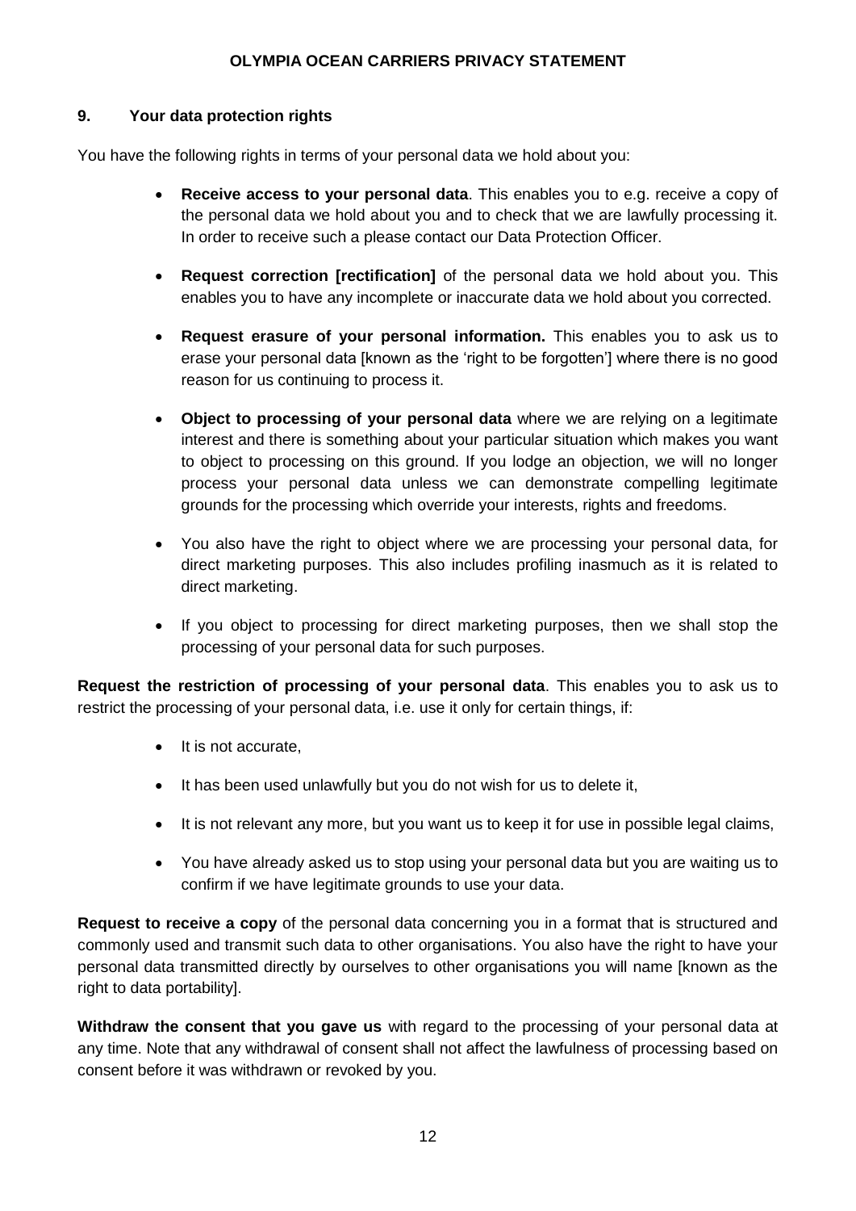## 9. Your data protection rights

You have the following rights in terms of your personal data we hold about you:

- **Receive access to your personal data**. This enables you to e.g. receive a copy of the personal data we hold about you and to check that we are lawfully processing it. In order to receive such a please contact our Data Protection Officer.
- **Request correction [rectification]** of the personal data we hold about you. This enables you to have any incomplete or inaccurate data we hold about you corrected.
- **Request erasure of your personal information.** This enables you to ask us to erase your personal data [known as the 'right to be forgotten'] where there is no good reason for us continuing to process it.
- **Object to processing of your personal data** where we are relying on a legitimate interest and there is something about your particular situation which makes you want to object to processing on this ground. If you lodge an objection, we will no longer process your personal data unless we can demonstrate compelling legitimate grounds for the processing which override your interests, rights and freedoms.
- You also have the right to object where we are processing your personal data, for direct marketing purposes. This also includes profiling inasmuch as it is related to direct marketing.
- If you object to processing for direct marketing purposes, then we shall stop the processing of your personal data for such purposes.

**Request the restriction of processing of your personal data**. This enables you to ask us to restrict the processing of your personal data, i.e. use it only for certain things, if:

- It is not accurate,
- It has been used unlawfully but you do not wish for us to delete it,
- It is not relevant any more, but you want us to keep it for use in possible legal claims,
- You have already asked us to stop using your personal data but you are waiting us to confirm if we have legitimate grounds to use your data.

**Request to receive a copy** of the personal data concerning you in a format that is structured and commonly used and transmit such data to other organisations. You also have the right to have your personal data transmitted directly by ourselves to other organisations you will name [known as the right to data portability].

**Withdraw the consent that you gave us** with regard to the processing of your personal data at any time. Note that any withdrawal of consent shall not affect the lawfulness of processing based on consent before it was withdrawn or revoked by you.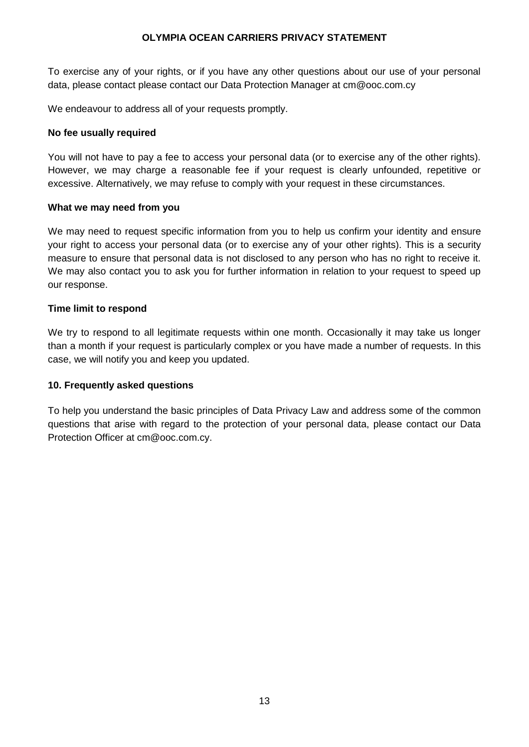To exercise any of your rights, or if you have any other questions about our use of your personal data, please contact please contact our Data Protection Manager at cm@ooc.com.cy

We endeavour to address all of your requests promptly.

**No fee usually required**

You will not have to pay a fee to access your personal data (or to exercise any of the other rights). However, we may charge a reasonable fee if your request is clearly unfounded, repetitive or excessive. Alternatively, we may refuse to comply with your request in these circumstances.

**What we may need from you**

We may need to request specific information from you to help us confirm your identity and ensure your right to access your personal data (or to exercise any of your other rights). This is a security measure to ensure that personal data is not disclosed to any person who has no right to receive it. We may also contact you to ask you for further information in relation to your request to speed up our response.

**Time limit to respond**

We try to respond to all legitimate requests within one month. Occasionally it may take us longer than a month if your request is particularly complex or you have made a number of requests. In this case, we will notify you and keep you updated.

## 10. Frequently asked questions

To help you understand the basic principles of Data Privacy Law and address some of the common questions that arise with regard to the protection of your personal data, please contact our Data Protection Officer at cm@ooc.com.cy.